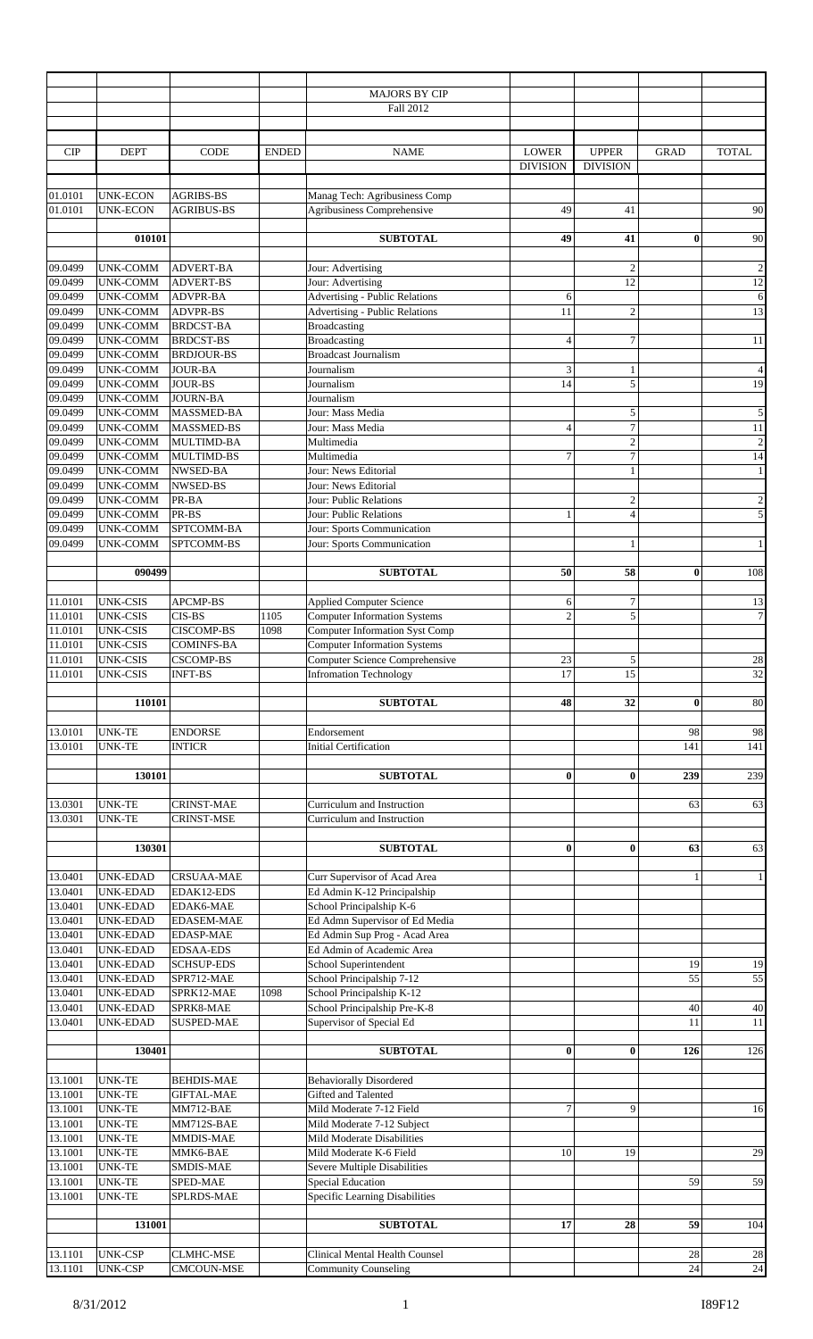# MAJORS BY CIP

## Fall 2012

| CIP | DEPT | CODE | ENDED | NAME | LOWER DIVISION | UPPER DIVISION | GRAD | TOTAL |
|---|---|---|---|---|---|---|---|---|
| 01.0101 | UNK-ECON | AGRIBS-BS | | Manag Tech: Agribusiness Comp | | | | |
| 01.0101 | UNK-ECON | AGRIBUS-BS | | Agribusiness Comprehensive | 49 | 41 | | 90 |
| | 010101 | | | **SUBTOTAL** | **49** | **41** | **0** | 90 |
| 09.0499 | UNK-COMM | ADVERT-BA | | Jour: Advertising | | 2 | | 2 |
| 09.0499 | UNK-COMM | ADVERT-BS | | Jour: Advertising | | 12 | | 12 |
| 09.0499 | UNK-COMM | ADVPR-BA | | Advertising - Public Relations | 6 | | | 6 |
| 09.0499 | UNK-COMM | ADVPR-BS | | Advertising - Public Relations | 11 | 2 | | 13 |
| 09.0499 | UNK-COMM | BRDCST-BA | | Broadcasting | | | | |
| 09.0499 | UNK-COMM | BRDCST-BS | | Broadcasting | 4 | 7 | | 11 |
| 09.0499 | UNK-COMM | BRDJOUR-BS | | Broadcast Journalism | | | | |
| 09.0499 | UNK-COMM | JOUR-BA | | Journalism | 3 | 1 | | 4 |
| 09.0499 | UNK-COMM | JOUR-BS | | Journalism | 14 | 5 | | 19 |
| 09.0499 | UNK-COMM | JOURN-BA | | Journalism | | | | |
| 09.0499 | UNK-COMM | MASSMED-BA | | Jour: Mass Media | | 5 | | 5 |
| 09.0499 | UNK-COMM | MASSMED-BS | | Jour: Mass Media | 4 | 7 | | 11 |
| 09.0499 | UNK-COMM | MULTIMD-BA | | Multimedia | | 2 | | 2 |
| 09.0499 | UNK-COMM | MULTIMD-BS | | Multimedia | 7 | 7 | | 14 |
| 09.0499 | UNK-COMM | NWSED-BA | | Jour: News Editorial | | 1 | | 1 |
| 09.0499 | UNK-COMM | NWSED-BS | | Jour: News Editorial | | | | |
| 09.0499 | UNK-COMM | PR-BA | | Jour: Public Relations | | 2 | | 2 |
| 09.0499 | UNK-COMM | PR-BS | | Jour: Public Relations | 1 | 4 | | 5 |
| 09.0499 | UNK-COMM | SPTCOMM-BA | | Jour: Sports Communication | | | | |
| 09.0499 | UNK-COMM | SPTCOMM-BS | | Jour: Sports Communication | | 1 | | 1 |
| | 090499 | | | **SUBTOTAL** | **50** | **58** | **0** | 108 |
| 11.0101 | UNK-CSIS | APCMP-BS | | Applied Computer Science | 6 | 7 | | 13 |
| 11.0101 | UNK-CSIS | CIS-BS | 1105 | Computer Information Systems | 2 | 5 | | 7 |
| 11.0101 | UNK-CSIS | CISCOMP-BS | 1098 | Computer Information Syst Comp | | | | |
| 11.0101 | UNK-CSIS | COMINFS-BA | | Computer Information Systems | | | | |
| 11.0101 | UNK-CSIS | CSCOMP-BS | | Computer Science Comprehensive | 23 | 5 | | 28 |
| 11.0101 | UNK-CSIS | INFT-BS | | Infromation Technology | 17 | 15 | | 32 |
| | 110101 | | | **SUBTOTAL** | **48** | **32** | **0** | 80 |
| 13.0101 | UNK-TE | ENDORSE | | Endorsement | | | 98 | 98 |
| 13.0101 | UNK-TE | INTICR | | Initial Certification | | | 141 | 141 |
| | 130101 | | | **SUBTOTAL** | **0** | **0** | **239** | 239 |
| 13.0301 | UNK-TE | CRINST-MAE | | Curriculum and Instruction | | | 63 | 63 |
| 13.0301 | UNK-TE | CRINST-MSE | | Curriculum and Instruction | | | | |
| | 130301 | | | **SUBTOTAL** | **0** | **0** | **63** | 63 |
| 13.0401 | UNK-EDAD | CRSUAA-MAE | | Curr Supervisor of Acad Area | | | 1 | 1 |
| 13.0401 | UNK-EDAD | EDAK12-EDS | | Ed Admin K-12 Principalship | | | | |
| 13.0401 | UNK-EDAD | EDAK6-MAE | | School Principalship K-6 | | | | |
| 13.0401 | UNK-EDAD | EDASEM-MAE | | Ed Admn Supervisor of Ed Media | | | | |
| 13.0401 | UNK-EDAD | EDASP-MAE | | Ed Admin Sup Prog - Acad Area | | | | |
| 13.0401 | UNK-EDAD | EDSAA-EDS | | Ed Admin of Academic Area | | | | |
| 13.0401 | UNK-EDAD | SCHSUP-EDS | | School Superintendent | | | 19 | 19 |
| 13.0401 | UNK-EDAD | SPR712-MAE | | School Principalship 7-12 | | | 55 | 55 |
| 13.0401 | UNK-EDAD | SPRK12-MAE | 1098 | School Principalship K-12 | | | | |
| 13.0401 | UNK-EDAD | SPRK8-MAE | | School Principalship Pre-K-8 | | | 40 | 40 |
| 13.0401 | UNK-EDAD | SUSPED-MAE | | Supervisor of Special Ed | | | 11 | 11 |
| | 130401 | | | **SUBTOTAL** | **0** | **0** | **126** | 126 |
| 13.1001 | UNK-TE | BEHDIS-MAE | | Behaviorally Disordered | | | | |
| 13.1001 | UNK-TE | GIFTAL-MAE | | Gifted and Talented | | | | |
| 13.1001 | UNK-TE | MM712-BAE | | Mild Moderate 7-12 Field | 7 | 9 | | 16 |
| 13.1001 | UNK-TE | MM712S-BAE | | Mild Moderate 7-12 Subject | | | | |
| 13.1001 | UNK-TE | MMDIS-MAE | | Mild Moderate Disabilities | | | | |
| 13.1001 | UNK-TE | MMK6-BAE | | Mild Moderate K-6 Field | 10 | 19 | | 29 |
| 13.1001 | UNK-TE | SMDIS-MAE | | Severe Multiple Disabilities | | | | |
| 13.1001 | UNK-TE | SPED-MAE | | Special Education | | | 59 | 59 |
| 13.1001 | UNK-TE | SPLRDS-MAE | | Specific Learning Disabilities | | | | |
| | 131001 | | | **SUBTOTAL** | **17** | **28** | **59** | 104 |
| 13.1101 | UNK-CSP | CLMHC-MSE | | Clinical Mental Health Counsel | | | 28 | 28 |
| 13.1101 | UNK-CSP | CMCOUN-MSE | | Community Counseling | | | 24 | 24 |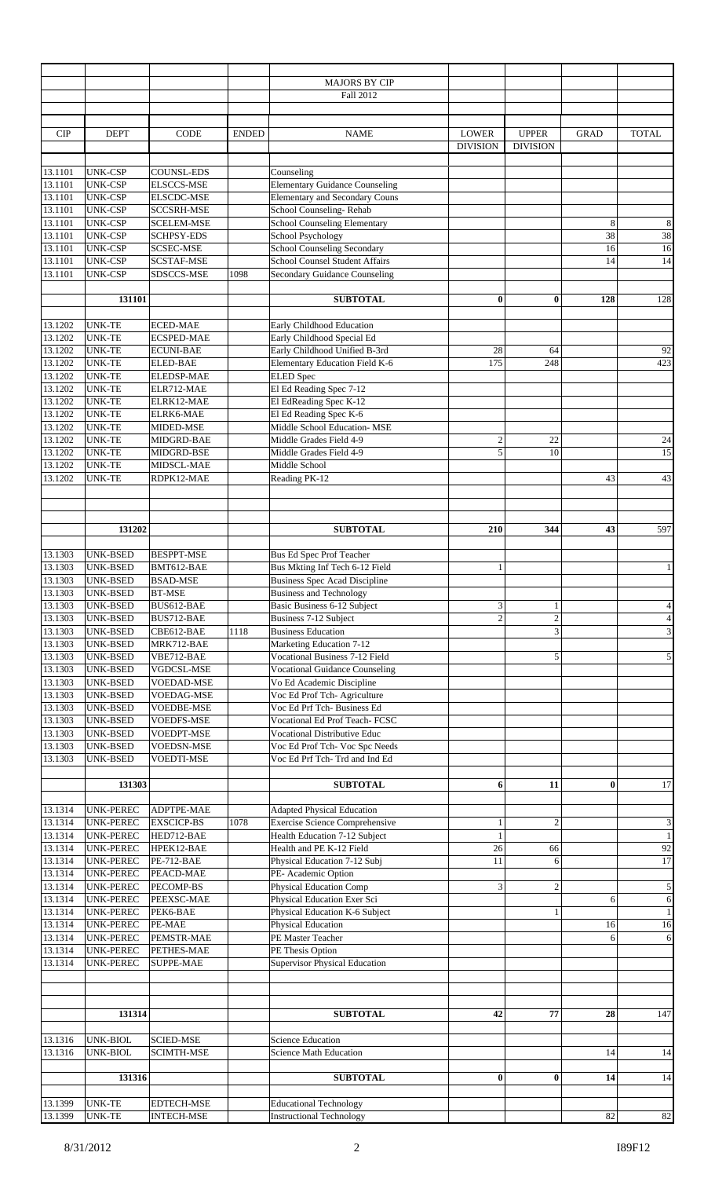## MAJORS BY CIP

### Fall 2012

| CIP | DEPT | CODE | ENDED | NAME | LOWER DIVISION | UPPER DIVISION | GRAD | TOTAL |
|---|---|---|---|---|---|---|---|---|
| 13.1101 | UNK-CSP | COUNSL-EDS | | Counseling | | | | |
| 13.1101 | UNK-CSP | ELSCCS-MSE | | Elementary Guidance Counseling | | | | |
| 13.1101 | UNK-CSP | ELSCDC-MSE | | Elementary and Secondary Couns | | | | |
| 13.1101 | UNK-CSP | SCCSRH-MSE | | School Counseling- Rehab | | | | |
| 13.1101 | UNK-CSP | SCELEM-MSE | | School Counseling Elementary | | | 8 | 8 |
| 13.1101 | UNK-CSP | SCHPSY-EDS | | School Psychology | | | 38 | 38 |
| 13.1101 | UNK-CSP | SCSEC-MSE | | School Counseling Secondary | | | 16 | 16 |
| 13.1101 | UNK-CSP | SCSTAF-MSE | | School Counsel Student Affairs | | | 14 | 14 |
| 13.1101 | UNK-CSP | SDSCCS-MSE | 1098 | Secondary Guidance Counseling | | | | |
| | **131101** | | | **SUBTOTAL** | **0** | **0** | **128** | 128 |
| 13.1202 | UNK-TE | ECED-MAE | | Early Childhood Education | | | | |
| 13.1202 | UNK-TE | ECSPED-MAE | | Early Childhood Special Ed | | | | |
| 13.1202 | UNK-TE | ECUNI-BAE | | Early Childhood Unified B-3rd | 28 | 64 | | 92 |
| 13.1202 | UNK-TE | ELED-BAE | | Elementary Education Field K-6 | 175 | 248 | | 423 |
| 13.1202 | UNK-TE | ELEDSP-MAE | | ELED Spec | | | | |
| 13.1202 | UNK-TE | ELR712-MAE | | El Ed Reading Spec 7-12 | | | | |
| 13.1202 | UNK-TE | ELRK12-MAE | | El EdReading Spec K-12 | | | | |
| 13.1202 | UNK-TE | ELRK6-MAE | | El Ed Reading Spec K-6 | | | | |
| 13.1202 | UNK-TE | MIDED-MSE | | Middle School Education- MSE | | | | |
| 13.1202 | UNK-TE | MIDGRD-BAE | | Middle Grades Field 4-9 | 2 | 22 | | 24 |
| 13.1202 | UNK-TE | MIDGRD-BSE | | Middle Grades Field 4-9 | 5 | 10 | | 15 |
| 13.1202 | UNK-TE | MIDSCL-MAE | | Middle School | | | | |
| 13.1202 | UNK-TE | RDPK12-MAE | | Reading PK-12 | | | 43 | 43 |
| | **131202** | | | **SUBTOTAL** | **210** | **344** | **43** | 597 |
| 13.1303 | UNK-BSED | BESPPT-MSE | | Bus Ed Spec Prof Teacher | | | | |
| 13.1303 | UNK-BSED | BMT612-BAE | | Bus Mkting Inf Tech 6-12 Field | 1 | | | 1 |
| 13.1303 | UNK-BSED | BSAD-MSE | | Business Spec Acad Discipline | | | | |
| 13.1303 | UNK-BSED | BT-MSE | | Business and Technology | | | | |
| 13.1303 | UNK-BSED | BUS612-BAE | | Basic Business 6-12 Subject | 3 | 1 | | 4 |
| 13.1303 | UNK-BSED | BUS712-BAE | | Business 7-12 Subject | 2 | 2 | | 4 |
| 13.1303 | UNK-BSED | CBE612-BAE | 1118 | Business Education | | 3 | | 3 |
| 13.1303 | UNK-BSED | MRK712-BAE | | Marketing Education 7-12 | | | | |
| 13.1303 | UNK-BSED | VBE712-BAE | | Vocational Business 7-12 Field | | 5 | | 5 |
| 13.1303 | UNK-BSED | VGDCSL-MSE | | Vocational Guidance Counseling | | | | |
| 13.1303 | UNK-BSED | VOEDAD-MSE | | Vo Ed Academic Discipline | | | | |
| 13.1303 | UNK-BSED | VOEDAG-MSE | | Voc Ed Prof Tch- Agriculture | | | | |
| 13.1303 | UNK-BSED | VOEDBE-MSE | | Voc Ed Prf Tch- Business Ed | | | | |
| 13.1303 | UNK-BSED | VOEDFS-MSE | | Vocational Ed Prof Teach- FCSC | | | | |
| 13.1303 | UNK-BSED | VOEDPT-MSE | | Vocational Distributive Educ | | | | |
| 13.1303 | UNK-BSED | VOEDSN-MSE | | Voc Ed Prof Tch- Voc Spc Needs | | | | |
| 13.1303 | UNK-BSED | VOEDTI-MSE | | Voc Ed Prf Tch- Trd and Ind Ed | | | | |
| | **131303** | | | **SUBTOTAL** | **6** | **11** | **0** | 17 |
| 13.1314 | UNK-PEREC | ADPTPE-MAE | | Adapted Physical Education | | | | |
| 13.1314 | UNK-PEREC | EXSCICP-BS | 1078 | Exercise Science Comprehensive | 1 | 2 | | 3 |
| 13.1314 | UNK-PEREC | HED712-BAE | | Health Education 7-12 Subject | 1 | | | 1 |
| 13.1314 | UNK-PEREC | HPEK12-BAE | | Health and PE K-12 Field | 26 | 66 | | 92 |
| 13.1314 | UNK-PEREC | PE-712-BAE | | Physical Education 7-12 Subj | 11 | 6 | | 17 |
| 13.1314 | UNK-PEREC | PEACD-MAE | | PE- Academic Option | | | | |
| 13.1314 | UNK-PEREC | PECOMP-BS | | Physical Education Comp | 3 | 2 | | 5 |
| 13.1314 | UNK-PEREC | PEEXSC-MAE | | Physical Education Exer Sci | | | 6 | 6 |
| 13.1314 | UNK-PEREC | PEK6-BAE | | Physical Education K-6 Subject | | 1 | | 1 |
| 13.1314 | UNK-PEREC | PE-MAE | | Physical Education | | | 16 | 16 |
| 13.1314 | UNK-PEREC | PEMSTR-MAE | | PE Master Teacher | | | 6 | 6 |
| 13.1314 | UNK-PEREC | PETHES-MAE | | PE Thesis Option | | | | |
| 13.1314 | UNK-PEREC | SUPPE-MAE | | Supervisor Physical Education | | | | |
| | **131314** | | | **SUBTOTAL** | **42** | **77** | **28** | 147 |
| 13.1316 | UNK-BIOL | SCIED-MSE | | Science Education | | | | |
| 13.1316 | UNK-BIOL | SCIMTH-MSE | | Science Math Education | | | 14 | 14 |
| | **131316** | | | **SUBTOTAL** | **0** | **0** | **14** | 14 |
| 13.1399 | UNK-TE | EDTECH-MSE | | Educational Technology | | | | |
| 13.1399 | UNK-TE | INTECH-MSE | | Instructional Technology | | | 82 | 82 |

8/31/2012 I89F12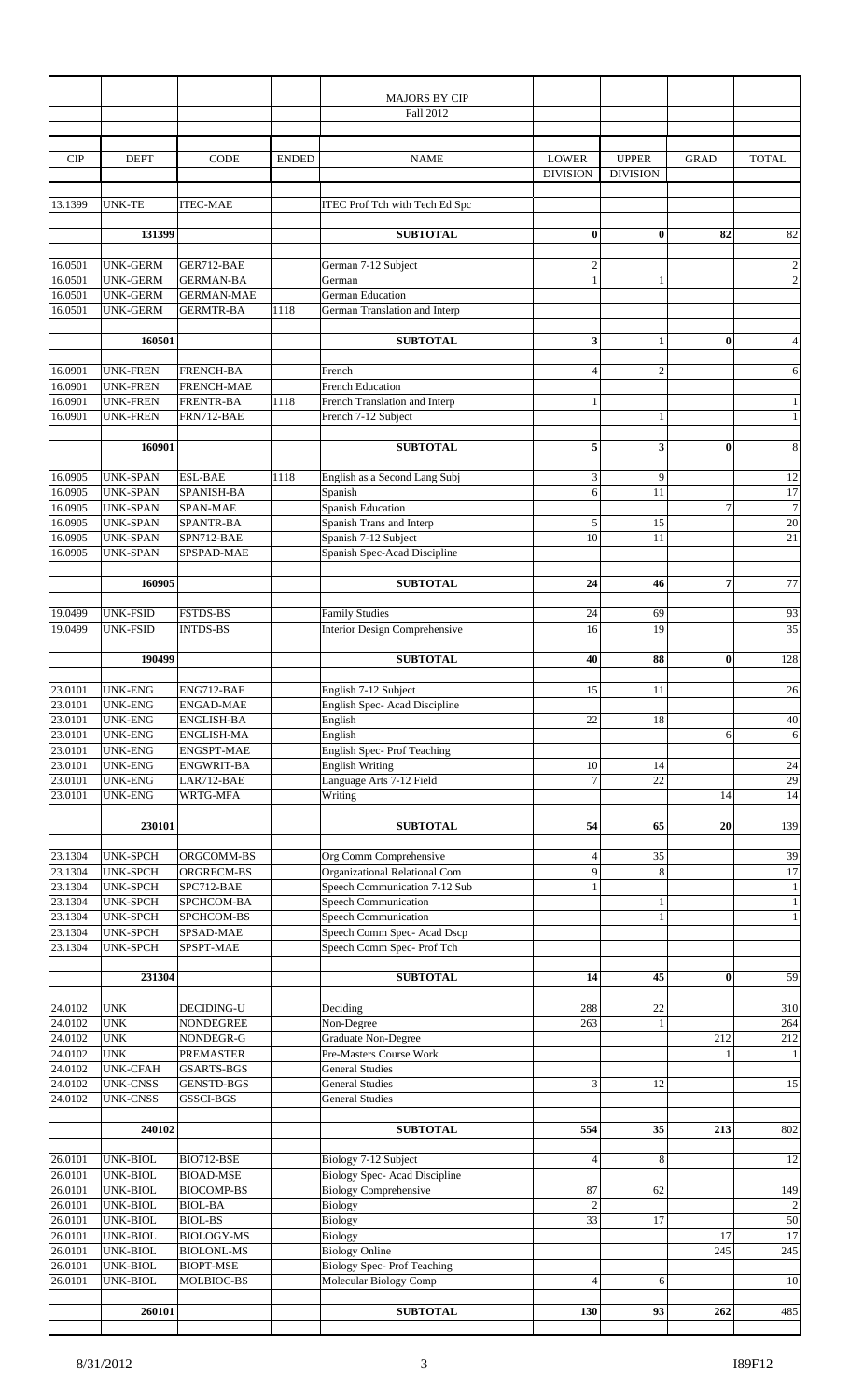## MAJORS BY CIP

Fall 2012

| CIP | DEPT | CODE | ENDED | NAME | LOWER DIVISION | UPPER DIVISION | GRAD | TOTAL |
|---|---|---|---|---|---|---|---|---|
| 13.1399 | UNK-TE | ITEC-MAE | | ITEC Prof Tch with Tech Ed Spc | | | | |
| | **131399** | | | **SUBTOTAL** | **0** | **0** | **82** | 82 |
| 16.0501 | UNK-GERM | GER712-BAE | | German 7-12 Subject | 2 | | | 2 |
| 16.0501 | UNK-GERM | GERMAN-BA | | German | 1 | 1 | | 2 |
| 16.0501 | UNK-GERM | GERMAN-MAE | | German Education | | | | |
| 16.0501 | UNK-GERM | GERMTR-BA | 1118 | German Translation and Interp | | | | |
| | **160501** | | | **SUBTOTAL** | **3** | **1** | **0** | 4 |
| 16.0901 | UNK-FREN | FRENCH-BA | | French | 4 | 2 | | 6 |
| 16.0901 | UNK-FREN | FRENCH-MAE | | French Education | | | | |
| 16.0901 | UNK-FREN | FRENTR-BA | 1118 | French Translation and Interp | 1 | | | 1 |
| 16.0901 | UNK-FREN | FRN712-BAE | | French 7-12 Subject | | 1 | | 1 |
| | **160901** | | | **SUBTOTAL** | **5** | **3** | **0** | 8 |
| 16.0905 | UNK-SPAN | ESL-BAE | 1118 | English as a Second Lang Subj | 3 | 9 | | 12 |
| 16.0905 | UNK-SPAN | SPANISH-BA | | Spanish | 6 | 11 | | 17 |
| 16.0905 | UNK-SPAN | SPAN-MAE | | Spanish Education | | | 7 | 7 |
| 16.0905 | UNK-SPAN | SPANTR-BA | | Spanish Trans and Interp | 5 | 15 | | 20 |
| 16.0905 | UNK-SPAN | SPN712-BAE | | Spanish 7-12 Subject | 10 | 11 | | 21 |
| 16.0905 | UNK-SPAN | SPSPAD-MAE | | Spanish Spec-Acad Discipline | | | | |
| | **160905** | | | **SUBTOTAL** | **24** | **46** | **7** | 77 |
| 19.0499 | UNK-FSID | FSTDS-BS | | Family Studies | 24 | 69 | | 93 |
| 19.0499 | UNK-FSID | INTDS-BS | | Interior Design Comprehensive | 16 | 19 | | 35 |
| | **190499** | | | **SUBTOTAL** | **40** | **88** | **0** | 128 |
| 23.0101 | UNK-ENG | ENG712-BAE | | English 7-12 Subject | 15 | 11 | | 26 |
| 23.0101 | UNK-ENG | ENGAD-MAE | | English Spec- Acad Discipline | | | | |
| 23.0101 | UNK-ENG | ENGLISH-BA | | English | 22 | 18 | | 40 |
| 23.0101 | UNK-ENG | ENGLISH-MA | | English | | | 6 | 6 |
| 23.0101 | UNK-ENG | ENGSPT-MAE | | English Spec- Prof Teaching | | | | |
| 23.0101 | UNK-ENG | ENGWRIT-BA | | English Writing | 10 | 14 | | 24 |
| 23.0101 | UNK-ENG | LAR712-BAE | | Language Arts 7-12 Field | 7 | 22 | | 29 |
| 23.0101 | UNK-ENG | WRTG-MFA | | Writing | | | 14 | 14 |
| | **230101** | | | **SUBTOTAL** | **54** | **65** | **20** | 139 |
| 23.1304 | UNK-SPCH | ORGCOMM-BS | | Org Comm Comprehensive | 4 | 35 | | 39 |
| 23.1304 | UNK-SPCH | ORGRECM-BS | | Organizational Relational Com | 9 | 8 | | 17 |
| 23.1304 | UNK-SPCH | SPC712-BAE | | Speech Communication 7-12 Sub | 1 | | | 1 |
| 23.1304 | UNK-SPCH | SPCHCOM-BA | | Speech Communication | | 1 | | 1 |
| 23.1304 | UNK-SPCH | SPCHCOM-BS | | Speech Communication | | 1 | | 1 |
| 23.1304 | UNK-SPCH | SPSAD-MAE | | Speech Comm Spec- Acad Dscp | | | | |
| 23.1304 | UNK-SPCH | SPSPT-MAE | | Speech Comm Spec- Prof Tch | | | | |
| | **231304** | | | **SUBTOTAL** | **14** | **45** | **0** | 59 |
| 24.0102 | UNK | DECIDING-U | | Deciding | 288 | 22 | | 310 |
| 24.0102 | UNK | NONDEGREE | | Non-Degree | 263 | 1 | | 264 |
| 24.0102 | UNK | NONDEGR-G | | Graduate Non-Degree | | | 212 | 212 |
| 24.0102 | UNK | PREMASTER | | Pre-Masters Course Work | | | 1 | 1 |
| 24.0102 | UNK-CFAH | GSARTS-BGS | | General Studies | | | | |
| 24.0102 | UNK-CNSS | GENSTD-BGS | | General Studies | 3 | 12 | | 15 |
| 24.0102 | UNK-CNSS | GSSCI-BGS | | General Studies | | | | |
| | **240102** | | | **SUBTOTAL** | **554** | **35** | **213** | 802 |
| 26.0101 | UNK-BIOL | BIO712-BSE | | Biology 7-12 Subject | 4 | 8 | | 12 |
| 26.0101 | UNK-BIOL | BIOAD-MSE | | Biology Spec- Acad Discipline | | | | |
| 26.0101 | UNK-BIOL | BIOCOMP-BS | | Biology Comprehensive | 87 | 62 | | 149 |
| 26.0101 | UNK-BIOL | BIOL-BA | | Biology | 2 | | | 2 |
| 26.0101 | UNK-BIOL | BIOL-BS | | Biology | 33 | 17 | | 50 |
| 26.0101 | UNK-BIOL | BIOLOGY-MS | | Biology | | | 17 | 17 |
| 26.0101 | UNK-BIOL | BIOLONL-MS | | Biology Online | | | 245 | 245 |
| 26.0101 | UNK-BIOL | BIOPT-MSE | | Biology Spec- Prof Teaching | | | | |
| 26.0101 | UNK-BIOL | MOLBIOC-BS | | Molecular Biology Comp | 4 | 6 | | 10 |
| | **260101** | | | **SUBTOTAL** | **130** | **93** | **262** | 485 |

8/31/2012 I89F12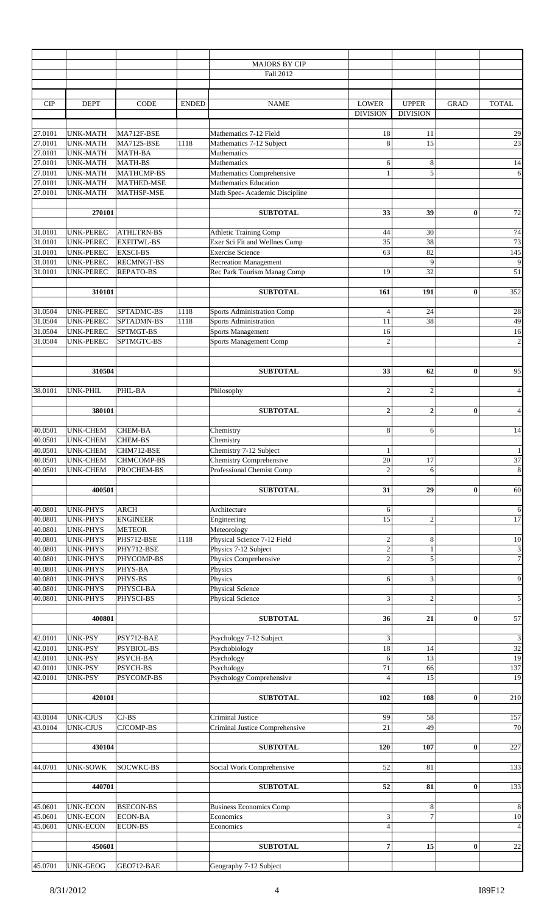# MAJORS BY CIP

## Fall 2012

| CIP | DEPT | CODE | ENDED | NAME | LOWER DIVISION | UPPER DIVISION | GRAD | TOTAL |
|---|---|---|---|---|---|---|---|---|
| 27.0101 | UNK-MATH | MA712F-BSE | | Mathematics 7-12 Field | 18 | 11 | | 29 |
| 27.0101 | UNK-MATH | MA712S-BSE | 1118 | Mathematics 7-12 Subject | 8 | 15 | | 23 |
| 27.0101 | UNK-MATH | MATH-BA | | Mathematics | | | | |
| 27.0101 | UNK-MATH | MATH-BS | | Mathematics | 6 | 8 | | 14 |
| 27.0101 | UNK-MATH | MATHCMP-BS | | Mathematics Comprehensive | 1 | 5 | | 6 |
| 27.0101 | UNK-MATH | MATHED-MSE | | Mathematics Education | | | | |
| 27.0101 | UNK-MATH | MATHSP-MSE | | Math Spec- Academic Discipline | | | | |
| | **270101** | | | **SUBTOTAL** | **33** | **39** | **0** | 72 |
| 31.0101 | UNK-PEREC | ATHLTRN-BS | | Athletic Training Comp | 44 | 30 | | 74 |
| 31.0101 | UNK-PEREC | EXFITWL-BS | | Exer Sci Fit and Wellnes Comp | 35 | 38 | | 73 |
| 31.0101 | UNK-PEREC | EXSCI-BS | | Exercise Science | 63 | 82 | | 145 |
| 31.0101 | UNK-PEREC | RECMNGT-BS | | Recreation Management | | 9 | | 9 |
| 31.0101 | UNK-PEREC | REPATO-BS | | Rec Park Tourism Manag Comp | 19 | 32 | | 51 |
| | **310101** | | | **SUBTOTAL** | **161** | **191** | **0** | 352 |
| 31.0504 | UNK-PEREC | SPTADMC-BS | 1118 | Sports Administration Comp | 4 | 24 | | 28 |
| 31.0504 | UNK-PEREC | SPTADMN-BS | 1118 | Sports Administration | 11 | 38 | | 49 |
| 31.0504 | UNK-PEREC | SPTMGT-BS | | Sports Management | 16 | | | 16 |
| 31.0504 | UNK-PEREC | SPTMGTC-BS | | Sports Management Comp | 2 | | | 2 |
| | **310504** | | | **SUBTOTAL** | **33** | **62** | **0** | 95 |
| 38.0101 | UNK-PHIL | PHIL-BA | | Philosophy | 2 | 2 | | 4 |
| | **380101** | | | **SUBTOTAL** | **2** | **2** | **0** | 4 |
| 40.0501 | UNK-CHEM | CHEM-BA | | Chemistry | 8 | 6 | | 14 |
| 40.0501 | UNK-CHEM | CHEM-BS | | Chemistry | | | | |
| 40.0501 | UNK-CHEM | CHM712-BSE | | Chemistry 7-12 Subject | 1 | | | 1 |
| 40.0501 | UNK-CHEM | CHMCOMP-BS | | Chemistry Comprehensive | 20 | 17 | | 37 |
| 40.0501 | UNK-CHEM | PROCHEM-BS | | Professional Chemist Comp | 2 | 6 | | 8 |
| | **400501** | | | **SUBTOTAL** | **31** | **29** | **0** | 60 |
| 40.0801 | UNK-PHYS | ARCH | | Architecture | 6 | | | 6 |
| 40.0801 | UNK-PHYS | ENGINEER | | Engineering | 15 | 2 | | 17 |
| 40.0801 | UNK-PHYS | METEOR | | Meteorology | | | | |
| 40.0801 | UNK-PHYS | PHS712-BSE | 1118 | Physical Science 7-12 Field | 2 | 8 | | 10 |
| 40.0801 | UNK-PHYS | PHY712-BSE | | Physics 7-12 Subject | 2 | 1 | | 3 |
| 40.0801 | UNK-PHYS | PHYCOMP-BS | | Physics Comprehensive | 2 | 5 | | 7 |
| 40.0801 | UNK-PHYS | PHYS-BA | | Physics | | | | |
| 40.0801 | UNK-PHYS | PHYS-BS | | Physics | 6 | 3 | | 9 |
| 40.0801 | UNK-PHYS | PHYSCI-BA | | Physical Science | | | | |
| 40.0801 | UNK-PHYS | PHYSCI-BS | | Physical Science | 3 | 2 | | 5 |
| | **400801** | | | **SUBTOTAL** | **36** | **21** | **0** | 57 |
| 42.0101 | UNK-PSY | PSY712-BAE | | Psychology 7-12 Subject | 3 | | | 3 |
| 42.0101 | UNK-PSY | PSYBIOL-BS | | Psychobiology | 18 | 14 | | 32 |
| 42.0101 | UNK-PSY | PSYCH-BA | | Psychology | 6 | 13 | | 19 |
| 42.0101 | UNK-PSY | PSYCH-BS | | Psychology | 71 | 66 | | 137 |
| 42.0101 | UNK-PSY | PSYCOMP-BS | | Psychology Comprehensive | 4 | 15 | | 19 |
| | **420101** | | | **SUBTOTAL** | **102** | **108** | **0** | 210 |
| 43.0104 | UNK-CJUS | CJ-BS | | Criminal Justice | 99 | 58 | | 157 |
| 43.0104 | UNK-CJUS | CJCOMP-BS | | Criminal Justice Comprehensive | 21 | 49 | | 70 |
| | **430104** | | | **SUBTOTAL** | **120** | **107** | **0** | 227 |
| 44.0701 | UNK-SOWK | SOCWKC-BS | | Social Work Comprehensive | 52 | 81 | | 133 |
| | **440701** | | | **SUBTOTAL** | **52** | **81** | **0** | 133 |
| 45.0601 | UNK-ECON | BSECON-BS | | Business Economics Comp | | 8 | | 8 |
| 45.0601 | UNK-ECON | ECON-BA | | Economics | 3 | 7 | | 10 |
| 45.0601 | UNK-ECON | ECON-BS | | Economics | 4 | | | 4 |
| | **450601** | | | **SUBTOTAL** | **7** | **15** | **0** | 22 |
| 45.0701 | UNK-GEOG | GEO712-BAE | | Geography 7-12 Subject | | | | |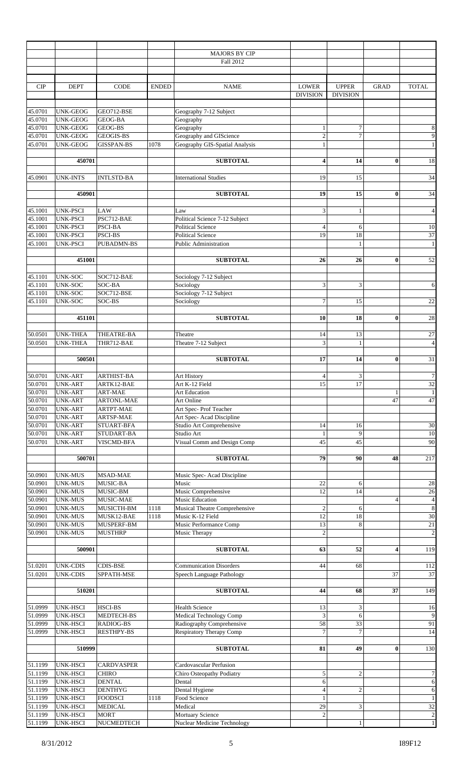| | | | | MAJORS BY CIP | | | | |
|---|---|---|---|---|---|---|---|---|
| | | | | Fall 2012 | | | | |
| CIP | DEPT | CODE | ENDED | NAME | LOWER DIVISION | UPPER DIVISION | GRAD | TOTAL |
| 45.0701 | UNK-GEOG | GEO712-BSE | | Geography 7-12 Subject | | | | |
| 45.0701 | UNK-GEOG | GEOG-BA | | Geography | | | | |
| 45.0701 | UNK-GEOG | GEOG-BS | | Geography | 1 | 7 | | 8 |
| 45.0701 | UNK-GEOG | GEOGIS-BS | | Geography and GIScience | 2 | 7 | | 9 |
| 45.0701 | UNK-GEOG | GISSPAN-BS | 1078 | Geography GIS-Spatial Analysis | 1 | | | 1 |
| | 450701 | | | **SUBTOTAL** | **4** | **14** | **0** | 18 |
| 45.0901 | UNK-INTS | INTLSTD-BA | | International Studies | 19 | 15 | | 34 |
| | 450901 | | | **SUBTOTAL** | **19** | **15** | **0** | 34 |
| 45.1001 | UNK-PSCI | LAW | | Law | 3 | 1 | | 4 |
| 45.1001 | UNK-PSCI | PSC712-BAE | | Political Science 7-12 Subject | | | | |
| 45.1001 | UNK-PSCI | PSCI-BA | | Political Science | 4 | 6 | | 10 |
| 45.1001 | UNK-PSCI | PSCI-BS | | Political Science | 19 | 18 | | 37 |
| 45.1001 | UNK-PSCI | PUBADMN-BS | | Public Administration | | 1 | | 1 |
| | 451001 | | | **SUBTOTAL** | **26** | **26** | **0** | 52 |
| 45.1101 | UNK-SOC | SOC712-BAE | | Sociology 7-12 Subject | | | | |
| 45.1101 | UNK-SOC | SOC-BA | | Sociology | 3 | 3 | | 6 |
| 45.1101 | UNK-SOC | SOC712-BSE | | Sociology 7-12 Subject | | | | |
| 45.1101 | UNK-SOC | SOC-BS | | Sociology | 7 | 15 | | 22 |
| | 451101 | | | **SUBTOTAL** | **10** | **18** | **0** | 28 |
| 50.0501 | UNK-THEA | THEATRE-BA | | Theatre | 14 | 13 | | 27 |
| 50.0501 | UNK-THEA | THR712-BAE | | Theatre 7-12 Subject | 3 | 1 | | 4 |
| | 500501 | | | **SUBTOTAL** | **17** | **14** | **0** | 31 |
| 50.0701 | UNK-ART | ARTHIST-BA | | Art History | 4 | 3 | | 7 |
| 50.0701 | UNK-ART | ARTK12-BAE | | Art K-12 Field | 15 | 17 | | 32 |
| 50.0701 | UNK-ART | ART-MAE | | Art Education | | | 1 | 1 |
| 50.0701 | UNK-ART | ARTONL-MAE | | Art Online | | | 47 | 47 |
| 50.0701 | UNK-ART | ARTPT-MAE | | Art Spec- Prof Teacher | | | | |
| 50.0701 | UNK-ART | ARTSP-MAE | | Art Spec- Acad Discipline | | | | |
| 50.0701 | UNK-ART | STUART-BFA | | Studio Art Comprehensive | 14 | 16 | | 30 |
| 50.0701 | UNK-ART | STUDART-BA | | Studio Art | 1 | 9 | | 10 |
| 50.0701 | UNK-ART | VISCMD-BFA | | Visual Comm and Design Comp | 45 | 45 | | 90 |
| | 500701 | | | **SUBTOTAL** | **79** | **90** | **48** | 217 |
| 50.0901 | UNK-MUS | MSAD-MAE | | Music Spec- Acad Discipline | | | | |
| 50.0901 | UNK-MUS | MUSIC-BA | | Music | 22 | 6 | | 28 |
| 50.0901 | UNK-MUS | MUSIC-BM | | Music Comprehensive | 12 | 14 | | 26 |
| 50.0901 | UNK-MUS | MUSIC-MAE | | Music Education | | | 4 | 4 |
| 50.0901 | UNK-MUS | MUSICTH-BM | 1118 | Musical Theatre Comprehensive | 2 | 6 | | 8 |
| 50.0901 | UNK-MUS | MUSK12-BAE | 1118 | Music K-12 Field | 12 | 18 | | 30 |
| 50.0901 | UNK-MUS | MUSPERF-BM | | Music Performance Comp | 13 | 8 | | 21 |
| 50.0901 | UNK-MUS | MUSTHRP | | Music Therapy | 2 | | | 2 |
| | 500901 | | | **SUBTOTAL** | **63** | **52** | **4** | 119 |
| 51.0201 | UNK-CDIS | CDIS-BSE | | Communication Disorders | 44 | 68 | | 112 |
| 51.0201 | UNK-CDIS | SPPATH-MSE | | Speech Language Pathology | | | 37 | 37 |
| | 510201 | | | **SUBTOTAL** | **44** | **68** | **37** | 149 |
| 51.0999 | UNK-HSCI | HSCI-BS | | Health Science | 13 | 3 | | 16 |
| 51.0999 | UNK-HSCI | MEDTECH-BS | | Medical Technology Comp | 3 | 6 | | 9 |
| 51.0999 | UNK-HSCI | RADIOG-BS | | Radiography Comprehensive | 58 | 33 | | 91 |
| 51.0999 | UNK-HSCI | RESTHPY-BS | | Respiratory Therapy Comp | 7 | 7 | | 14 |
| | 510999 | | | **SUBTOTAL** | **81** | **49** | **0** | 130 |
| 51.1199 | UNK-HSCI | CARDVASPER | | Cardovascular Perfusion | | | | |
| 51.1199 | UNK-HSCI | CHIRO | | Chiro Osteopathy Podiatry | 5 | 2 | | 7 |
| 51.1199 | UNK-HSCI | DENTAL | | Dental | 6 | | | 6 |
| 51.1199 | UNK-HSCI | DENTHYG | | Dental Hygiene | 4 | 2 | | 6 |
| 51.1199 | UNK-HSCI | FOODSCI | 1118 | Food Science | 1 | | | 1 |
| 51.1199 | UNK-HSCI | MEDICAL | | Medical | 29 | 3 | | 32 |
| 51.1199 | UNK-HSCI | MORT | | Mortuary Science | 2 | | | 2 |
| 51.1199 | UNK-HSCI | NUCMEDTECH | | Nuclear Medicine Technology | | 1 | | 1 |

8/31/2012 I89F12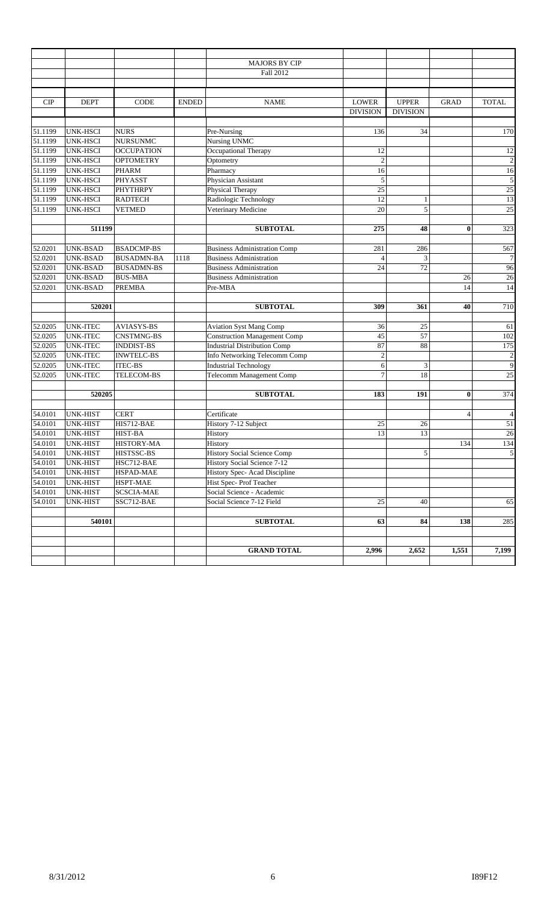| | | | | | | | | |
|---|---|---|---|---|---|---|---|---|
| | | | | MAJORS BY CIP | | | | |
| | | | | Fall 2012 | | | | |
| CIP | DEPT | CODE | ENDED | NAME | LOWER DIVISION | UPPER DIVISION | GRAD | TOTAL |
| 51.1199 | UNK-HSCI | NURS | | Pre-Nursing | 136 | 34 | | 170 |
| 51.1199 | UNK-HSCI | NURSUNMC | | Nursing UNMC | | | | |
| 51.1199 | UNK-HSCI | OCCUPATION | | Occupational Therapy | 12 | | | 12 |
| 51.1199 | UNK-HSCI | OPTOMETRY | | Optometry | 2 | | | 2 |
| 51.1199 | UNK-HSCI | PHARM | | Pharmacy | 16 | | | 16 |
| 51.1199 | UNK-HSCI | PHYASST | | Physician Assistant | 5 | | | 5 |
| 51.1199 | UNK-HSCI | PHYTHRPY | | Physical Therapy | 25 | | | 25 |
| 51.1199 | UNK-HSCI | RADTECH | | Radiologic Technology | 12 | 1 | | 13 |
| 51.1199 | UNK-HSCI | VETMED | | Veterinary Medicine | 20 | 5 | | 25 |
| | **511199** | | | **SUBTOTAL** | **275** | **48** | **0** | 323 |
| 52.0201 | UNK-BSAD | BSADCMP-BS | | Business Administration Comp | 281 | 286 | | 567 |
| 52.0201 | UNK-BSAD | BUSADMN-BA | 1118 | Business Administration | 4 | 3 | | 7 |
| 52.0201 | UNK-BSAD | BUSADMN-BS | | Business Administration | 24 | 72 | | 96 |
| 52.0201 | UNK-BSAD | BUS-MBA | | Business Administration | | | 26 | 26 |
| 52.0201 | UNK-BSAD | PREMBA | | Pre-MBA | | | 14 | 14 |
| | **520201** | | | **SUBTOTAL** | **309** | **361** | **40** | 710 |
| 52.0205 | UNK-ITEC | AVIASYS-BS | | Aviation Syst Mang Comp | 36 | 25 | | 61 |
| 52.0205 | UNK-ITEC | CNSTMNG-BS | | Construction Management Comp | 45 | 57 | | 102 |
| 52.0205 | UNK-ITEC | INDDIST-BS | | Industrial Distribution Comp | 87 | 88 | | 175 |
| 52.0205 | UNK-ITEC | INWTELC-BS | | Info Networking Telecomm Comp | 2 | | | 2 |
| 52.0205 | UNK-ITEC | ITEC-BS | | Industrial Technology | 6 | 3 | | 9 |
| 52.0205 | UNK-ITEC | TELECOM-BS | | Telecomm Management Comp | 7 | 18 | | 25 |
| | **520205** | | | **SUBTOTAL** | **183** | **191** | **0** | 374 |
| 54.0101 | UNK-HIST | CERT | | Certificate | | | 4 | 4 |
| 54.0101 | UNK-HIST | HIS712-BAE | | History 7-12 Subject | 25 | 26 | | 51 |
| 54.0101 | UNK-HIST | HIST-BA | | History | 13 | 13 | | 26 |
| 54.0101 | UNK-HIST | HISTORY-MA | | History | | | 134 | 134 |
| 54.0101 | UNK-HIST | HISTSSC-BS | | History Social Science Comp | | 5 | | 5 |
| 54.0101 | UNK-HIST | HSC712-BAE | | History Social Science 7-12 | | | | |
| 54.0101 | UNK-HIST | HSPAD-MAE | | History Spec- Acad Discipline | | | | |
| 54.0101 | UNK-HIST | HSPT-MAE | | Hist Spec- Prof Teacher | | | | |
| 54.0101 | UNK-HIST | SCSCIA-MAE | | Social Science - Academic | | | | |
| 54.0101 | UNK-HIST | SSC712-BAE | | Social Science 7-12 Field | 25 | 40 | | 65 |
| | **540101** | | | **SUBTOTAL** | **63** | **84** | **138** | 285 |
| | | | | **GRAND TOTAL** | **2,996** | **2,652** | **1,551** | **7,199** |

8/31/2012 I89F12